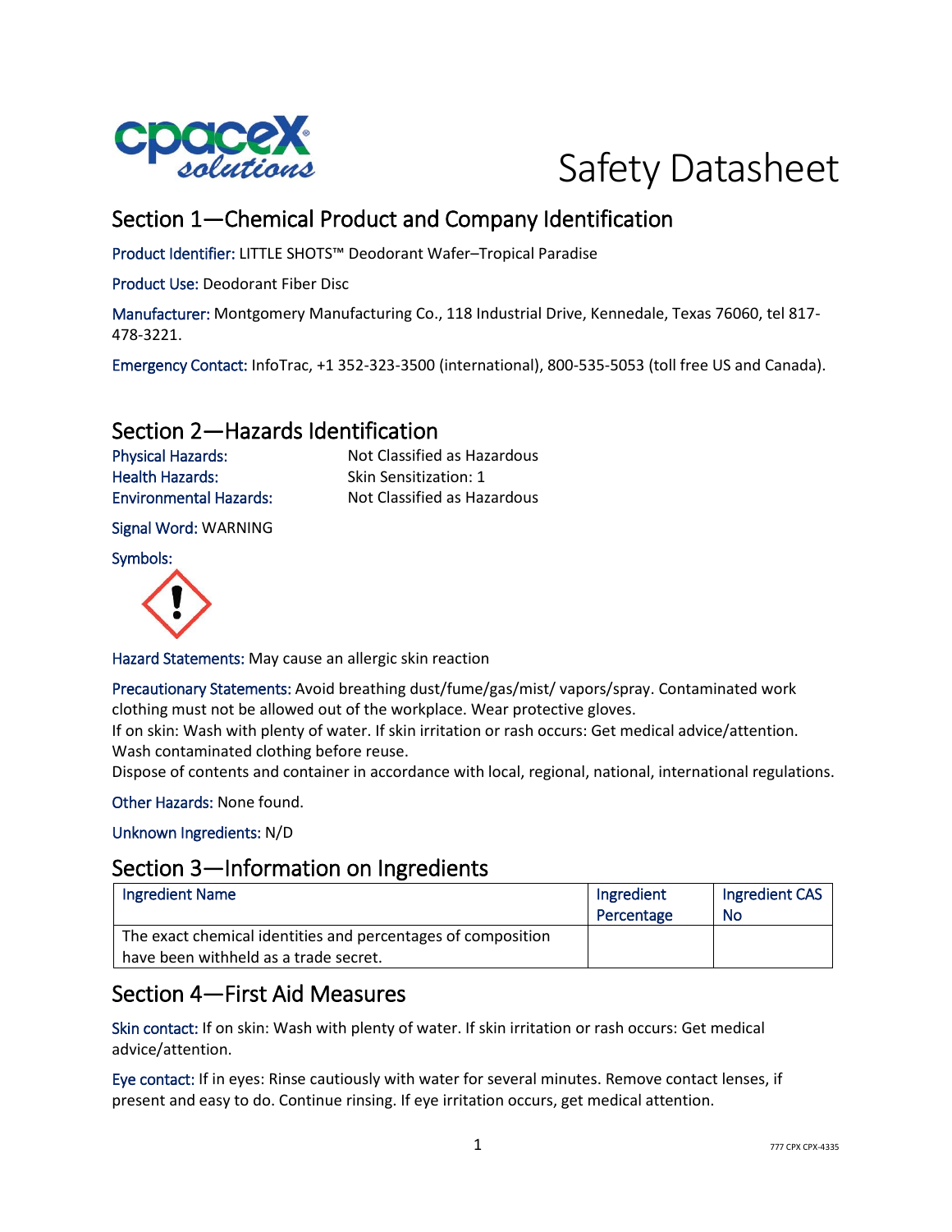# Safety Datasheet

## Section 1—Chemical Product and Company Identification

Product Identifier: LITTLE SHOTS™ Deodorant Wafer–Tropical Paradise

Product Use: Deodorant Fiber Disc

Manufacturer: Montgomery Manufacturing Co., 118 Industrial Drive, Kennedale, Texas 76060, tel 817-478-3221.

Emergency Contact: InfoTrac, +1 352-323-3500 (international), 800-535-5053 (toll free US and Canada).

## Section 2—Hazards Identification

Physical Hazards: Not Classified as Hazardous
Health Hazards: Skin Sensitization: 1
Environmental Hazards: Not Classified as Hazardous

Signal Word: WARNING

Symbols:

Hazard Statements: May cause an allergic skin reaction

Precautionary Statements: Avoid breathing dust/fume/gas/mist/ vapors/spray. Contaminated work clothing must not be allowed out of the workplace. Wear protective gloves.
If on skin: Wash with plenty of water. If skin irritation or rash occurs: Get medical advice/attention. Wash contaminated clothing before reuse.
Dispose of contents and container in accordance with local, regional, national, international regulations.

Other Hazards: None found.

Unknown Ingredients: N/D

## Section 3—Information on Ingredients

| Ingredient Name | Ingredient Percentage | Ingredient CAS No |
| --- | --- | --- |
| The exact chemical identities and percentages of composition have been withheld as a trade secret. | | |

## Section 4—First Aid Measures

Skin contact: If on skin: Wash with plenty of water. If skin irritation or rash occurs: Get medical advice/attention.

Eye contact: If in eyes: Rinse cautiously with water for several minutes. Remove contact lenses, if present and easy to do. Continue rinsing. If eye irritation occurs, get medical attention.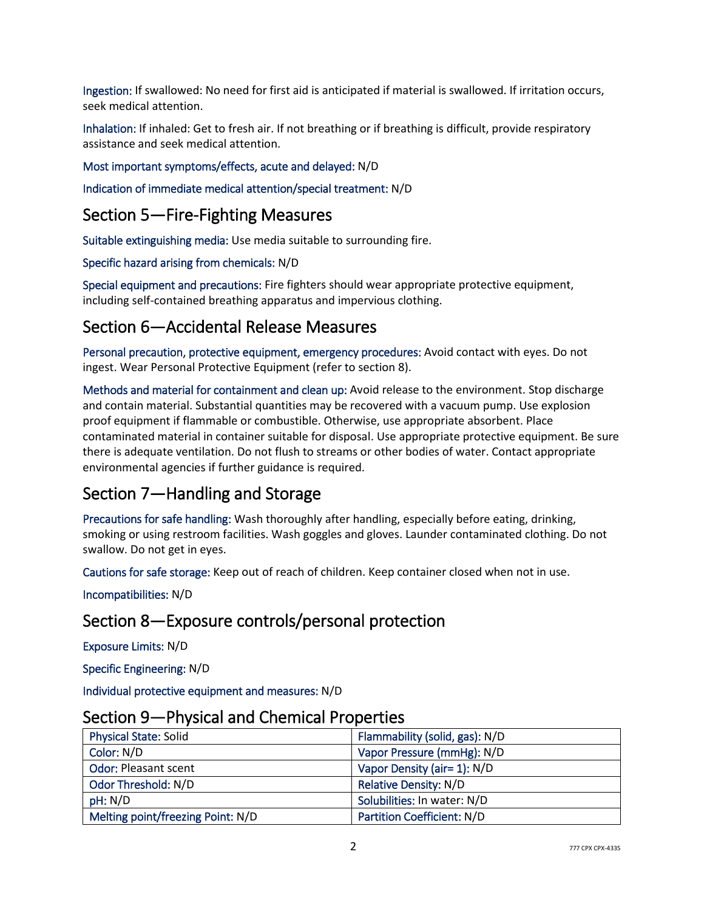**Ingestion:** If swallowed: No need for first aid is anticipated if material is swallowed. If irritation occurs, seek medical attention.

**Inhalation:** If inhaled: Get to fresh air. If not breathing or if breathing is difficult, provide respiratory assistance and seek medical attention.

**Most important symptoms/effects, acute and delayed:** N/D

**Indication of immediate medical attention/special treatment:** N/D

## Section 5—Fire-Fighting Measures

**Suitable extinguishing media:** Use media suitable to surrounding fire.

**Specific hazard arising from chemicals:** N/D

**Special equipment and precautions:** Fire fighters should wear appropriate protective equipment, including self-contained breathing apparatus and impervious clothing.

## Section 6—Accidental Release Measures

**Personal precaution, protective equipment, emergency procedures:** Avoid contact with eyes. Do not ingest. Wear Personal Protective Equipment (refer to section 8).

**Methods and material for containment and clean up:** Avoid release to the environment. Stop discharge and contain material. Substantial quantities may be recovered with a vacuum pump. Use explosion proof equipment if flammable or combustible. Otherwise, use appropriate absorbent. Place contaminated material in container suitable for disposal. Use appropriate protective equipment. Be sure there is adequate ventilation. Do not flush to streams or other bodies of water. Contact appropriate environmental agencies if further guidance is required.

## Section 7—Handling and Storage

**Precautions for safe handling:** Wash thoroughly after handling, especially before eating, drinking, smoking or using restroom facilities. Wash goggles and gloves. Launder contaminated clothing. Do not swallow. Do not get in eyes.

**Cautions for safe storage:** Keep out of reach of children. Keep container closed when not in use.

**Incompatibilities:** N/D

## Section 8—Exposure controls/personal protection

**Exposure Limits:** N/D

**Specific Engineering:** N/D

**Individual protective equipment and measures:** N/D

## Section 9—Physical and Chemical Properties

| Physical State: Solid | Flammability (solid, gas): N/D |
|---|---|
| Color: N/D | Vapor Pressure (mmHg): N/D |
| Odor: Pleasant scent | Vapor Density (air= 1): N/D |
| Odor Threshold: N/D | Relative Density: N/D |
| pH: N/D | Solubilities: In water: N/D |
| Melting point/freezing Point: N/D | Partition Coefficient: N/D |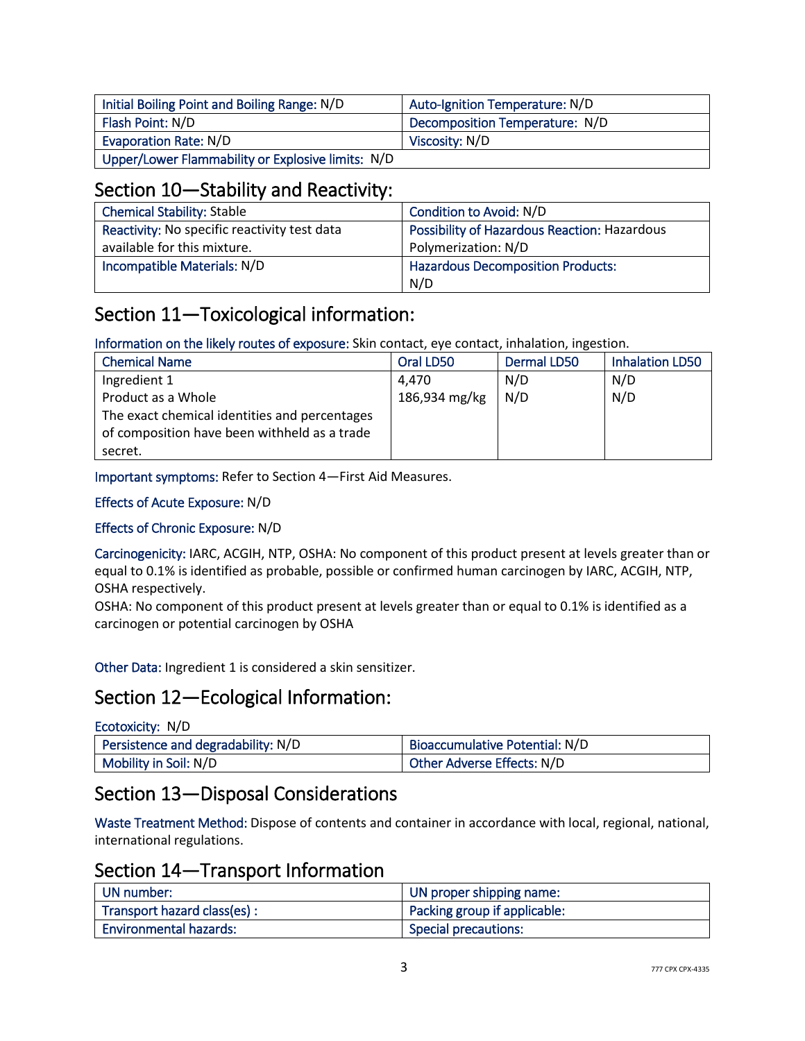| Initial Boiling Point and Boiling Range: N/D | Auto-Ignition Temperature: N/D |
|---|---|
| Flash Point: N/D | Decomposition Temperature: N/D |
| Evaporation Rate: N/D | Viscosity: N/D |
| Upper/Lower Flammability or Explosive limits: N/D | |

## Section 10—Stability and Reactivity:

| Chemical Stability: Stable | Condition to Avoid: N/D |
|---|---|
| Reactivity: No specific reactivity test data available for this mixture. | Possibility of Hazardous Reaction: Hazardous Polymerization: N/D |
| Incompatible Materials: N/D | Hazardous Decomposition Products: N/D |

## Section 11—Toxicological information:

Information on the likely routes of exposure: Skin contact, eye contact, inhalation, ingestion.

| Chemical Name | Oral LD50 | Dermal LD50 | Inhalation LD50 |
|---|---|---|---|
| Ingredient 1 | 4,470 | N/D | N/D |
| Product as a Whole | 186,934 mg/kg | N/D | N/D |
| The exact chemical identities and percentages of composition have been withheld as a trade secret. | | | |

Important symptoms: Refer to Section 4—First Aid Measures.

Effects of Acute Exposure: N/D

Effects of Chronic Exposure: N/D

Carcinogenicity: IARC, ACGIH, NTP, OSHA: No component of this product present at levels greater than or equal to 0.1% is identified as probable, possible or confirmed human carcinogen by IARC, ACGIH, NTP, OSHA respectively.
OSHA: No component of this product present at levels greater than or equal to 0.1% is identified as a carcinogen or potential carcinogen by OSHA

Other Data: Ingredient 1 is considered a skin sensitizer.

## Section 12—Ecological Information:

Ecotoxicity: N/D

| Persistence and degradability: N/D | Bioaccumulative Potential: N/D |
|---|---|
| Mobility in Soil: N/D | Other Adverse Effects: N/D |

## Section 13—Disposal Considerations

Waste Treatment Method: Dispose of contents and container in accordance with local, regional, national, international regulations.

## Section 14—Transport Information

| UN number: | UN proper shipping name: |
|---|---|
| Transport hazard class(es) : | Packing group if applicable: |
| Environmental hazards: | Special precautions: |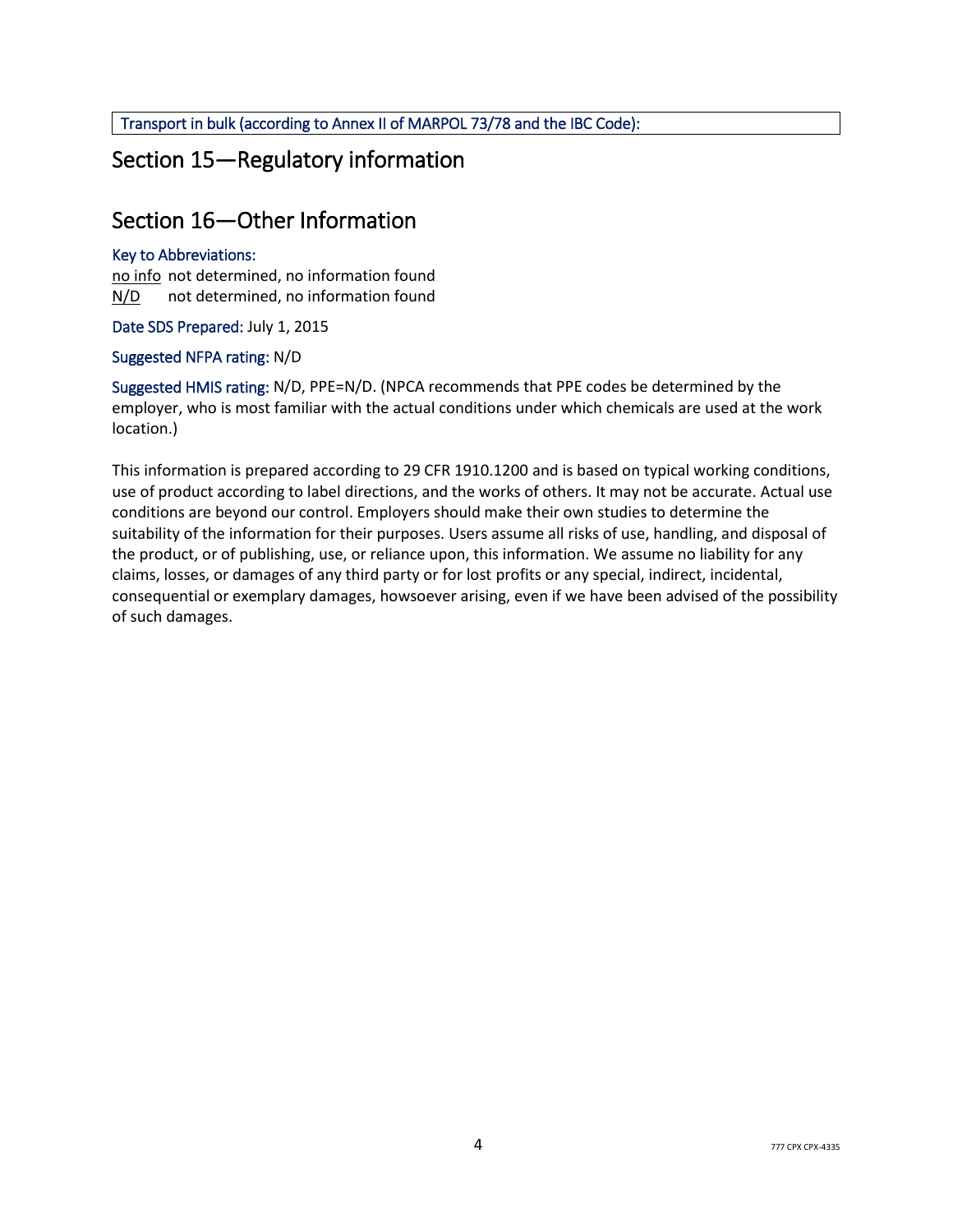Transport in bulk (according to Annex II of MARPOL 73/78 and the IBC Code):

## Section 15—Regulatory information

## Section 16—Other Information

Key to Abbreviations:

no info not determined, no information found
N/D not determined, no information found

Date SDS Prepared: July 1, 2015

Suggested NFPA rating: N/D

Suggested HMIS rating: N/D, PPE=N/D. (NPCA recommends that PPE codes be determined by the employer, who is most familiar with the actual conditions under which chemicals are used at the work location.)

This information is prepared according to 29 CFR 1910.1200 and is based on typical working conditions, use of product according to label directions, and the works of others. It may not be accurate. Actual use conditions are beyond our control. Employers should make their own studies to determine the suitability of the information for their purposes. Users assume all risks of use, handling, and disposal of the product, or of publishing, use, or reliance upon, this information. We assume no liability for any claims, losses, or damages of any third party or for lost profits or any special, indirect, incidental, consequential or exemplary damages, howsoever arising, even if we have been advised of the possibility of such damages.